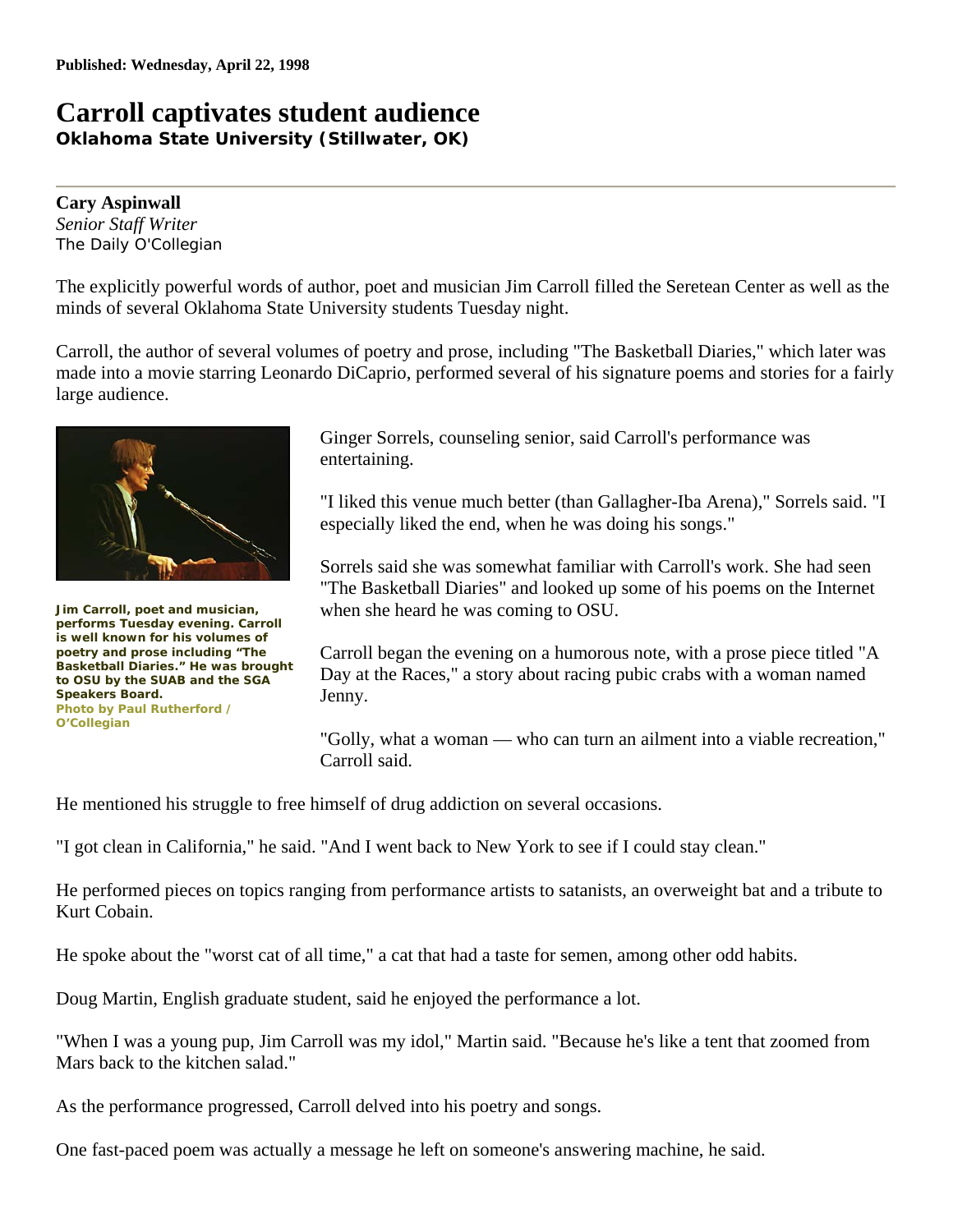**Published: Wednesday, April 22, 1998**

# Carroll captivates student audience

**Oklahoma State University (Stillwater, OK)**

---

**Cary Aspinwall**
*Senior Staff Writer*
The Daily O'Collegian

The explicitly powerful words of author, poet and musician Jim Carroll filled the Seretean Center as well as the minds of several Oklahoma State University students Tuesday night.

Carroll, the author of several volumes of poetry and prose, including "The Basketball Diaries," which later was made into a movie starring Leonardo DiCaprio, performed several of his signature poems and stories for a fairly large audience.

**Jim Carroll, poet and musician, performs Tuesday evening. Carroll is well known for his volumes of poetry and prose including "The Basketball Diaries." He was brought to OSU by the SUAB and the SGA Speakers Board.**
**Photo by Paul Rutherford / O'Collegian**

Ginger Sorrels, counseling senior, said Carroll's performance was entertaining.

"I liked this venue much better (than Gallagher-Iba Arena)," Sorrels said. "I especially liked the end, when he was doing his songs."

Sorrels said she was somewhat familiar with Carroll's work. She had seen "The Basketball Diaries" and looked up some of his poems on the Internet when she heard he was coming to OSU.

Carroll began the evening on a humorous note, with a prose piece titled "A Day at the Races," a story about racing pubic crabs with a woman named Jenny.

"Golly, what a woman — who can turn an ailment into a viable recreation," Carroll said.

He mentioned his struggle to free himself of drug addiction on several occasions.

"I got clean in California," he said. "And I went back to New York to see if I could stay clean."

He performed pieces on topics ranging from performance artists to satanists, an overweight bat and a tribute to Kurt Cobain.

He spoke about the "worst cat of all time," a cat that had a taste for semen, among other odd habits.

Doug Martin, English graduate student, said he enjoyed the performance a lot.

"When I was a young pup, Jim Carroll was my idol," Martin said. "Because he's like a tent that zoomed from Mars back to the kitchen salad."

As the performance progressed, Carroll delved into his poetry and songs.

One fast-paced poem was actually a message he left on someone's answering machine, he said.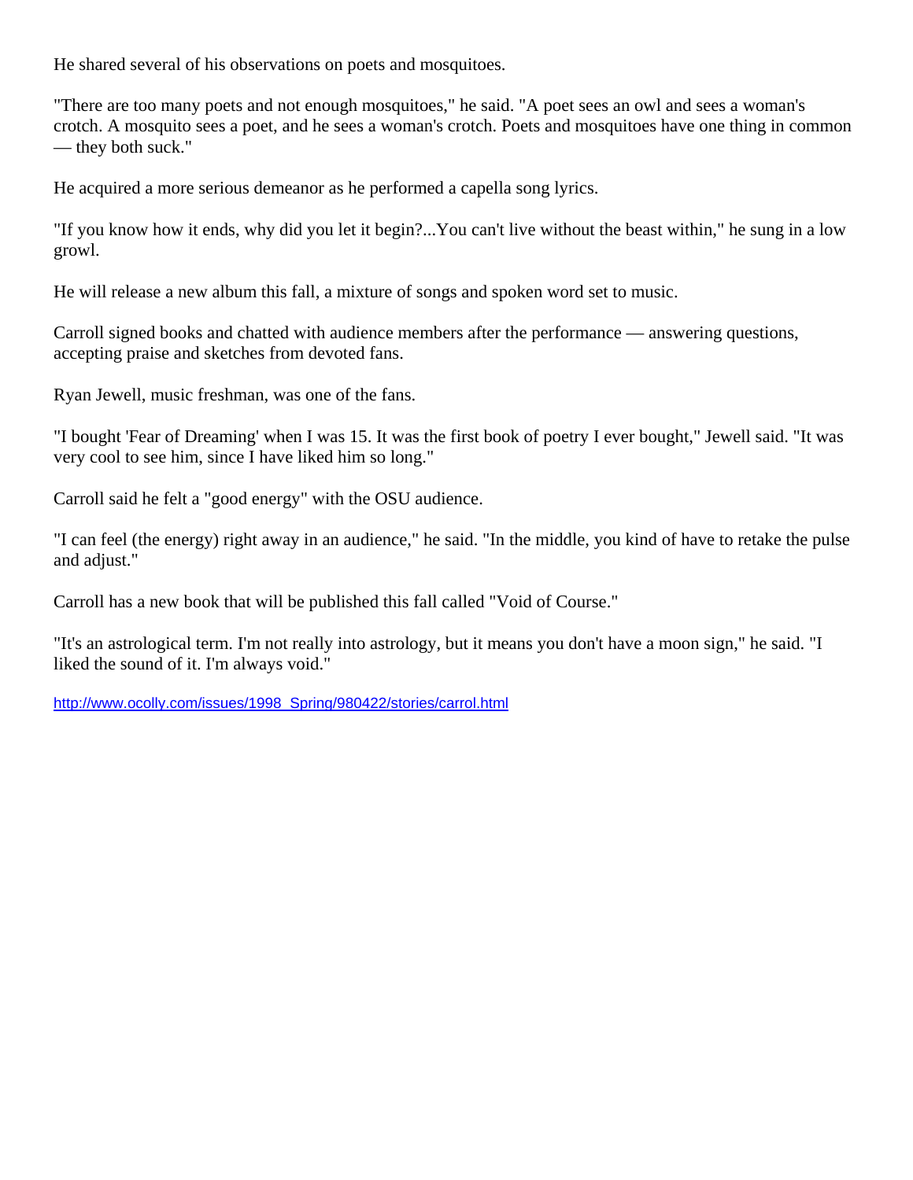He shared several of his observations on poets and mosquitoes.

"There are too many poets and not enough mosquitoes," he said. "A poet sees an owl and sees a woman's crotch. A mosquito sees a poet, and he sees a woman's crotch. Poets and mosquitoes have one thing in common — they both suck."

He acquired a more serious demeanor as he performed a capella song lyrics.

"If you know how it ends, why did you let it begin?...You can't live without the beast within," he sung in a low growl.

He will release a new album this fall, a mixture of songs and spoken word set to music.

Carroll signed books and chatted with audience members after the performance — answering questions, accepting praise and sketches from devoted fans.

Ryan Jewell, music freshman, was one of the fans.

"I bought 'Fear of Dreaming' when I was 15. It was the first book of poetry I ever bought," Jewell said. "It was very cool to see him, since I have liked him so long."

Carroll said he felt a "good energy" with the OSU audience.

"I can feel (the energy) right away in an audience," he said. "In the middle, you kind of have to retake the pulse and adjust."

Carroll has a new book that will be published this fall called "Void of Course."

"It's an astrological term. I'm not really into astrology, but it means you don't have a moon sign," he said. "I liked the sound of it. I'm always void."

http://www.ocolly.com/issues/1998_Spring/980422/stories/carrol.html